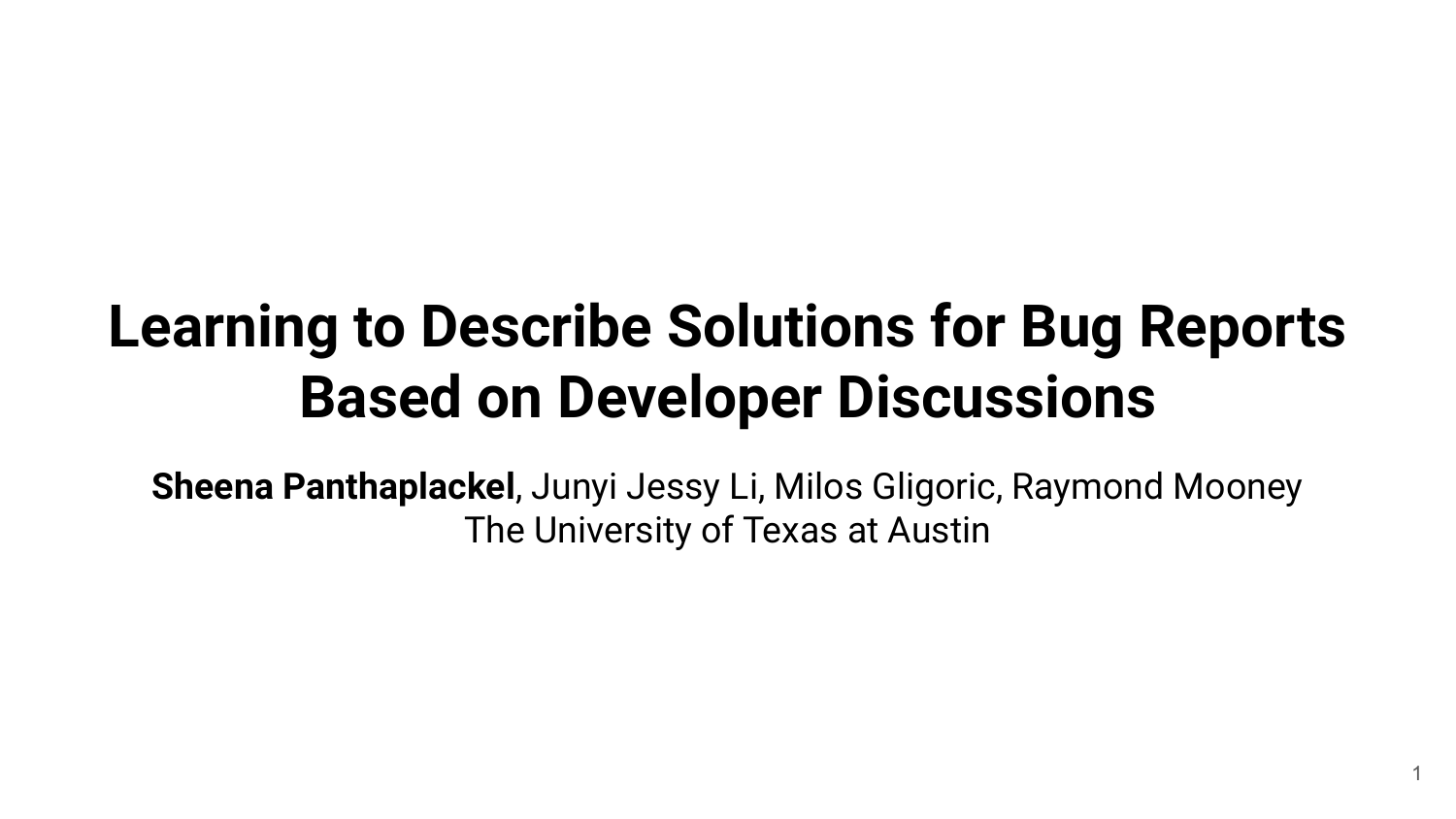# Learning to Describe Solutions for Bug Reports Based on Developer Discussions

**Sheena Panthaplackel**, Junyi Jessy Li, Milos Gligoric, Raymond Mooney
The University of Texas at Austin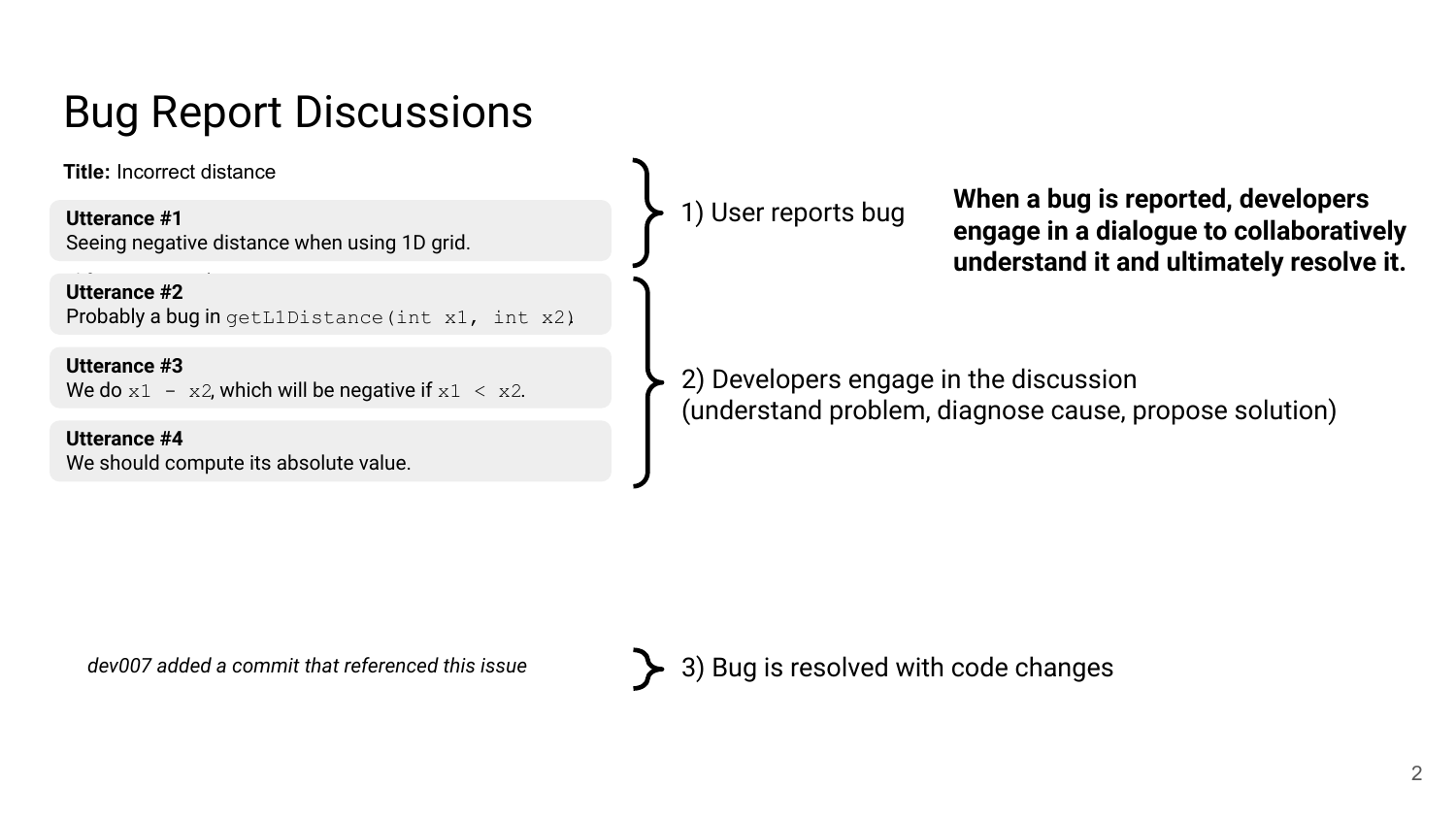# Bug Report Discussions

**Title:** Incorrect distance

**Utterance #1**
Seeing negative distance when using 1D grid.

1) User reports bug

**When a bug is reported, developers engage in a dialogue to collaboratively understand it and ultimately resolve it.**

**Utterance #2**
Probably a bug in `getL1Distance(int x1, int x2)`

**Utterance #3**
We do `x1 - x2`, which will be negative if `x1 < x2`.

**Utterance #4**
We should compute its absolute value.

2) Developers engage in the discussion (understand problem, diagnose cause, propose solution)

*dev007 added a commit that referenced this issue*

3) Bug is resolved with code changes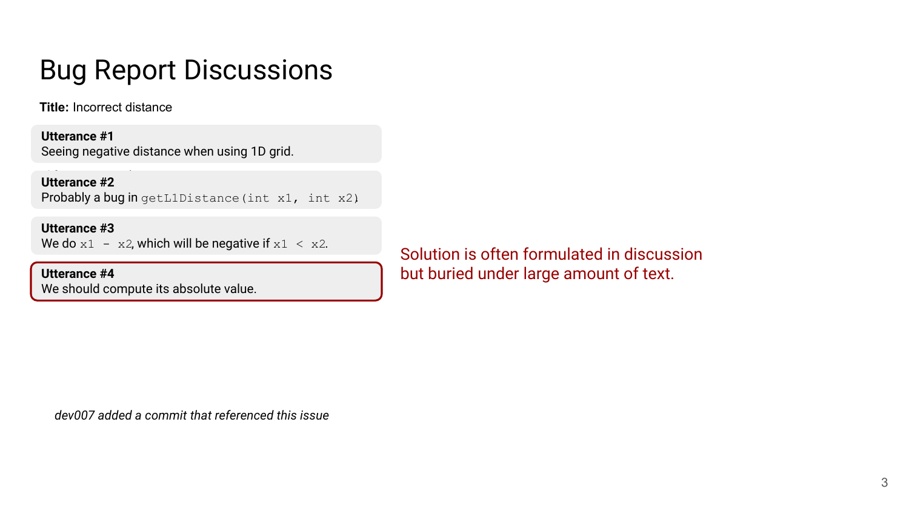# Bug Report Discussions

**Title:** Incorrect distance

**Utterance #1**
Seeing negative distance when using 1D grid.

**Utterance #2**
Probably a bug in `getL1Distance(int x1, int x2)`

**Utterance #3**
We do `x1 - x2`, which will be negative if `x1 < x2`.

**Utterance #4**
We should compute its absolute value.

Solution is often formulated in discussion but buried under large amount of text.

*dev007 added a commit that referenced this issue*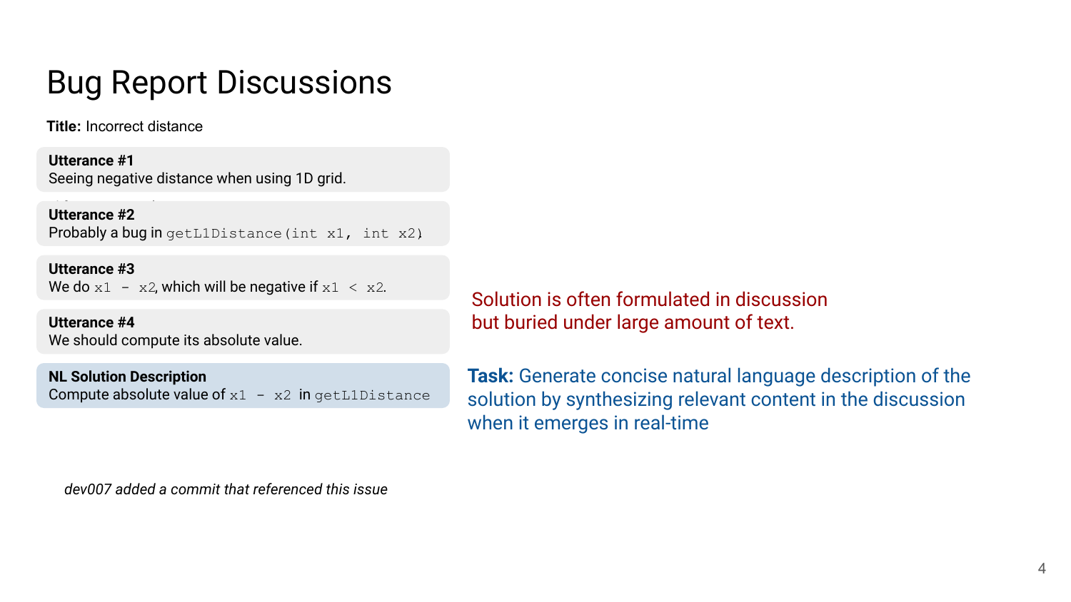# Bug Report Discussions

**Title:** Incorrect distance

**Utterance #1**
Seeing negative distance when using 1D grid.

**Utterance #2**
Probably a bug in `getL1Distance(int x1, int x2)`

**Utterance #3**
We do `x1 - x2`, which will be negative if `x1 < x2`.

**Utterance #4**
We should compute its absolute value.

**NL Solution Description**
Compute absolute value of `x1 - x2` in `getL1Distance`

*dev007 added a commit that referenced this issue*

Solution is often formulated in discussion but buried under large amount of text.

**Task:** Generate concise natural language description of the solution by synthesizing relevant content in the discussion when it emerges in real-time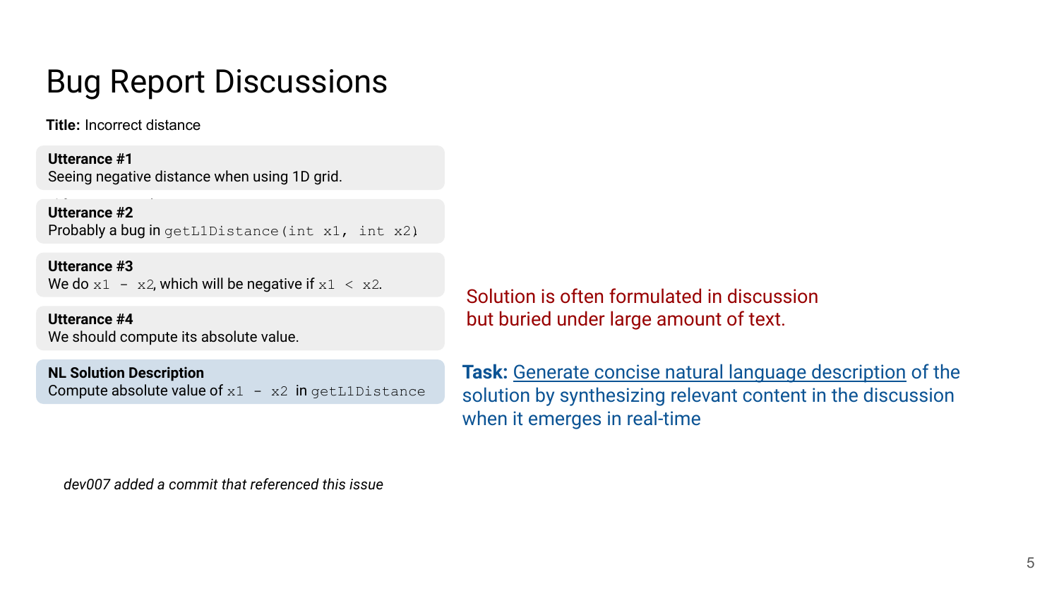# Bug Report Discussions

**Title:** Incorrect distance

**Utterance #1**
Seeing negative distance when using 1D grid.

**Utterance #2**
Probably a bug in `getL1Distance(int x1, int x2)`

**Utterance #3**
We do `x1 - x2`, which will be negative if `x1 < x2`.

**Utterance #4**
We should compute its absolute value.

**NL Solution Description**
Compute absolute value of `x1 - x2` in `getL1Distance`

*dev007 added a commit that referenced this issue*

Solution is often formulated in discussion but buried under large amount of text.

**Task:** Generate concise natural language description of the solution by synthesizing relevant content in the discussion when it emerges in real-time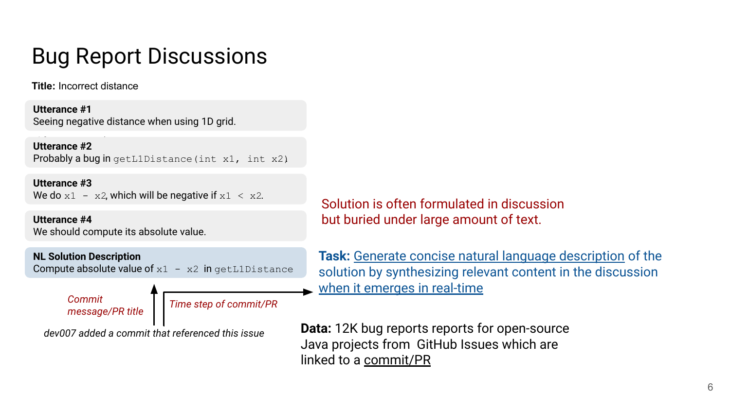# Bug Report Discussions

**Title:** Incorrect distance

**Utterance #1**
Seeing negative distance when using 1D grid.

**Utterance #2**
Probably a bug in `getL1Distance(int x1, int x2)`

**Utterance #3**
We do `x1 - x2`, which will be negative if `x1 < x2`.

**Utterance #4**
We should compute its absolute value.

**NL Solution Description**
Compute absolute value of `x1 - x2` in `getL1Distance`

*Commit message/PR title*

*Time step of commit/PR*

*dev007 added a commit that referenced this issue*

Solution is often formulated in discussion but buried under large amount of text.

**Task:** Generate concise natural language description of the solution by synthesizing relevant content in the discussion when it emerges in real-time

**Data:** 12K bug reports reports for open-source Java projects from GitHub Issues which are linked to a commit/PR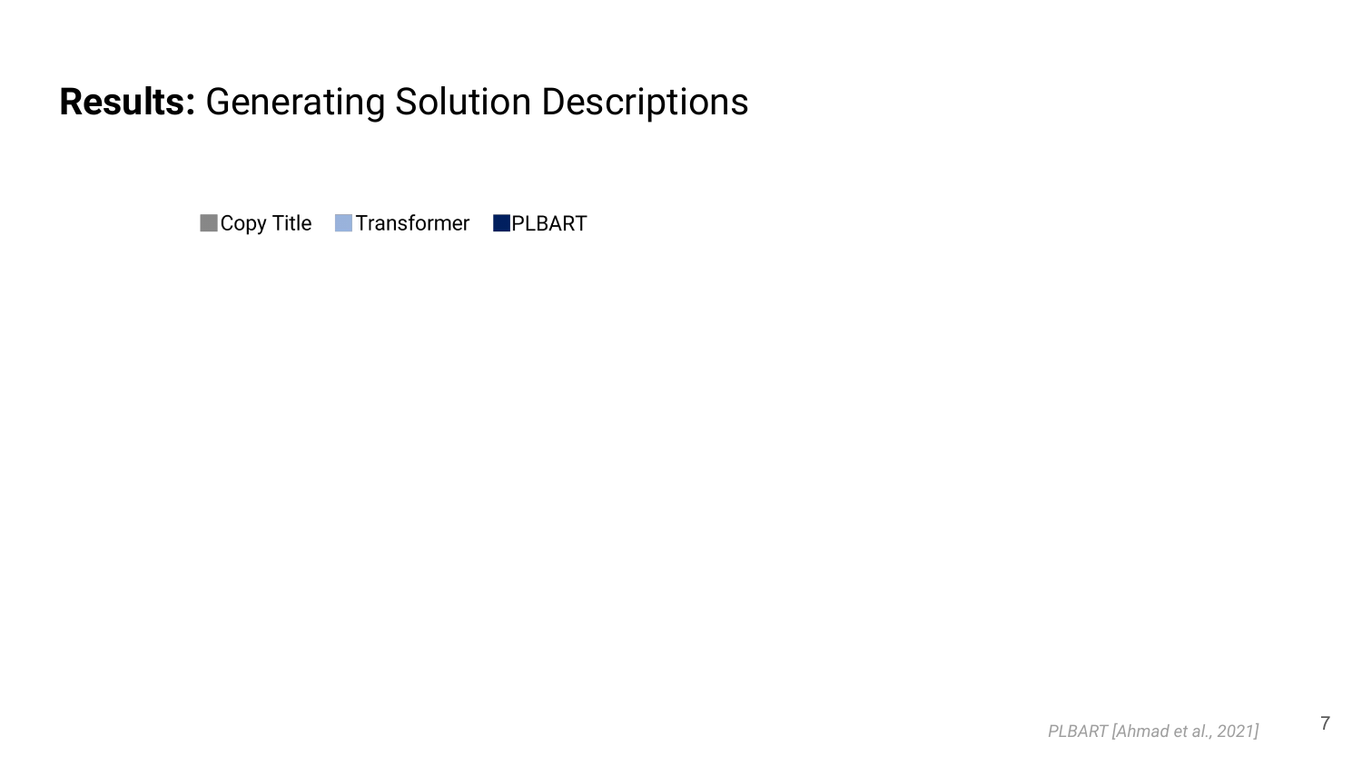# **Results:** Generating Solution Descriptions

Copy Title Transformer PLBART

*PLBART [Ahmad et al., 2021]*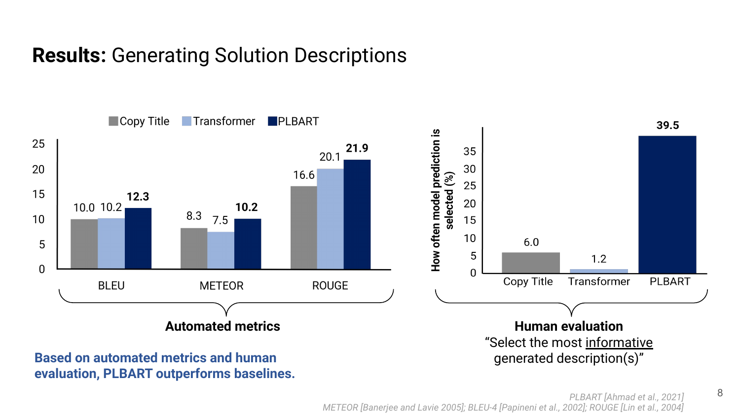# **Results:** Generating Solution Descriptions

Copy Title Transformer PLBART

25
20
15
10
5
0

10.0 10.2 **12.3**

8.3 7.5 **10.2**

16.6 20.1 **21.9**

BLEU METEOR ROUGE

**Automated metrics**

How often model prediction is selected (%)

35
30
25
20
15
10
5
0

6.0 1.2 **39.5**

Copy Title Transformer PLBART

**Human evaluation**

“Select the most informative generated description(s)”

**Based on automated metrics and human evaluation, PLBART outperforms baselines.**

*PLBART [Ahmad et al., 2021]*

*METEOR [Banerjee and Lavie 2005]; BLEU-4 [Papineni et al., 2002]; ROUGE [Lin et al., 2004]*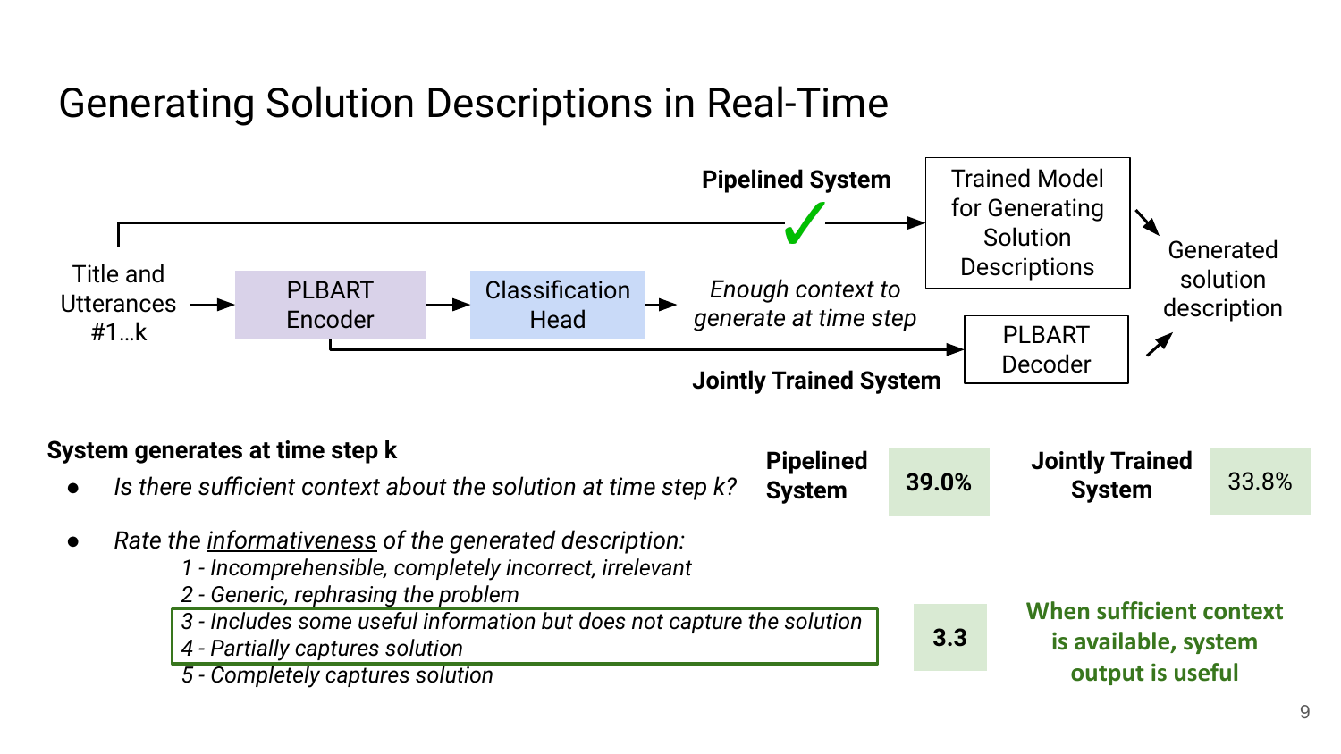# Generating Solution Descriptions in Real-Time

Pipelined System ✓

Title and Utterances #1…k

PLBART Encoder

Classification Head

*Enough context to generate at time step*

Trained Model for Generating Solution Descriptions

PLBART Decoder

Jointly Trained System

Generated solution description

**System generates at time step k**

- *Is there sufficient context about the solution at time step k?*

| | | | |
|---|---|---|---|
| **Pipelined System** | **39.0%** | **Jointly Trained System** | 33.8% |

- *Rate the informativeness of the generated description:*
  - *1 - Incomprehensible, completely incorrect, irrelevant*
  - *2 - Generic, rephrasing the problem*
  - *3 - Includes some useful information but does not capture the solution*
  - *4 - Partially captures solution*
  - *5 - Completely captures solution*

**3.3**

**When sufficient context is available, system output is useful**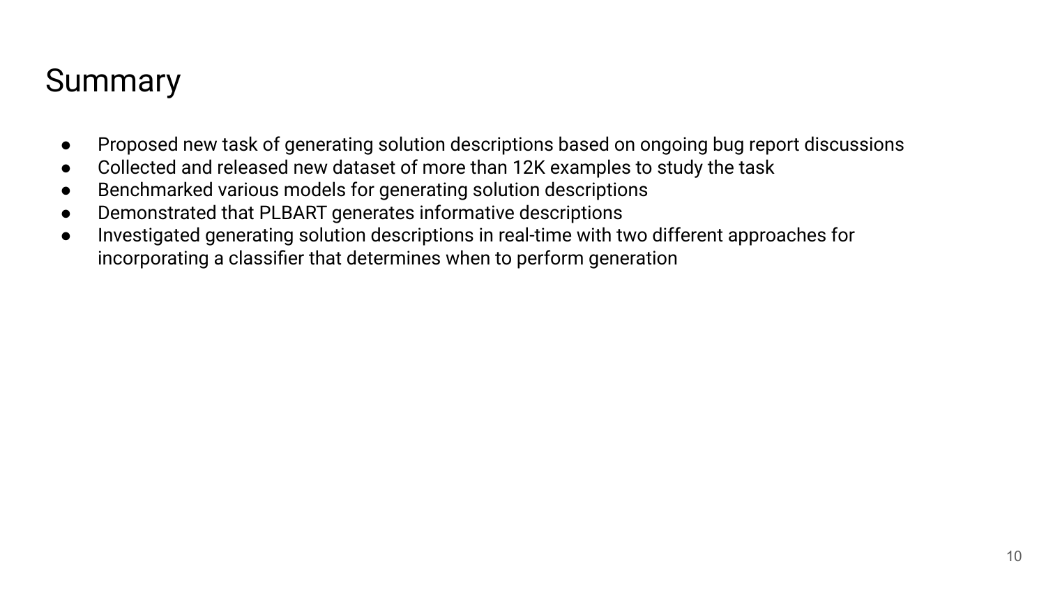# Summary

- Proposed new task of generating solution descriptions based on ongoing bug report discussions
- Collected and released new dataset of more than 12K examples to study the task
- Benchmarked various models for generating solution descriptions
- Demonstrated that PLBART generates informative descriptions
- Investigated generating solution descriptions in real-time with two different approaches for incorporating a classifier that determines when to perform generation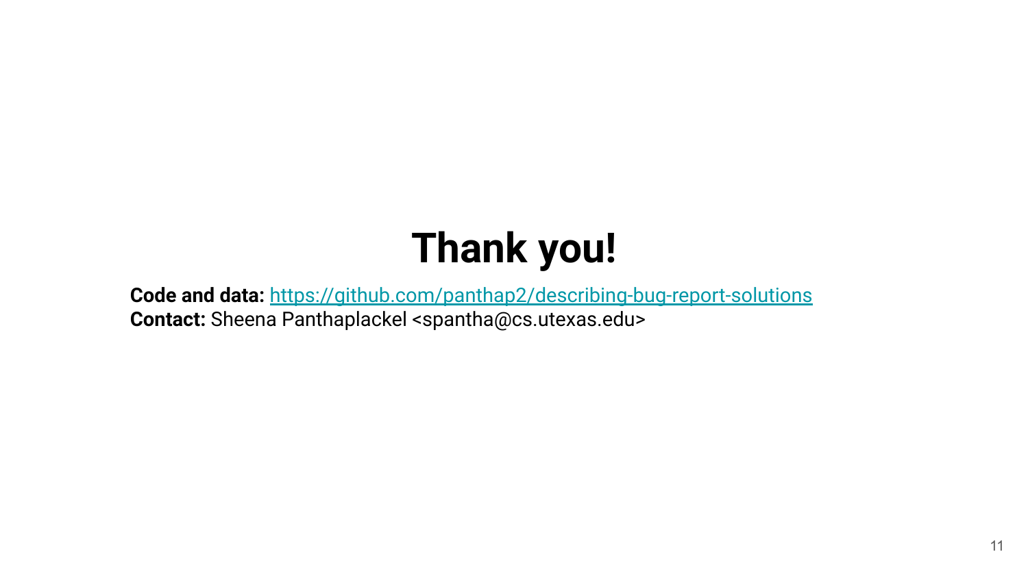# Thank you!

**Code and data:** [https://github.com/panthap2/describing-bug-report-solutions](https://github.com/panthap2/describing-bug-report-solutions)
**Contact:** Sheena Panthaplackel <spantha@cs.utexas.edu>